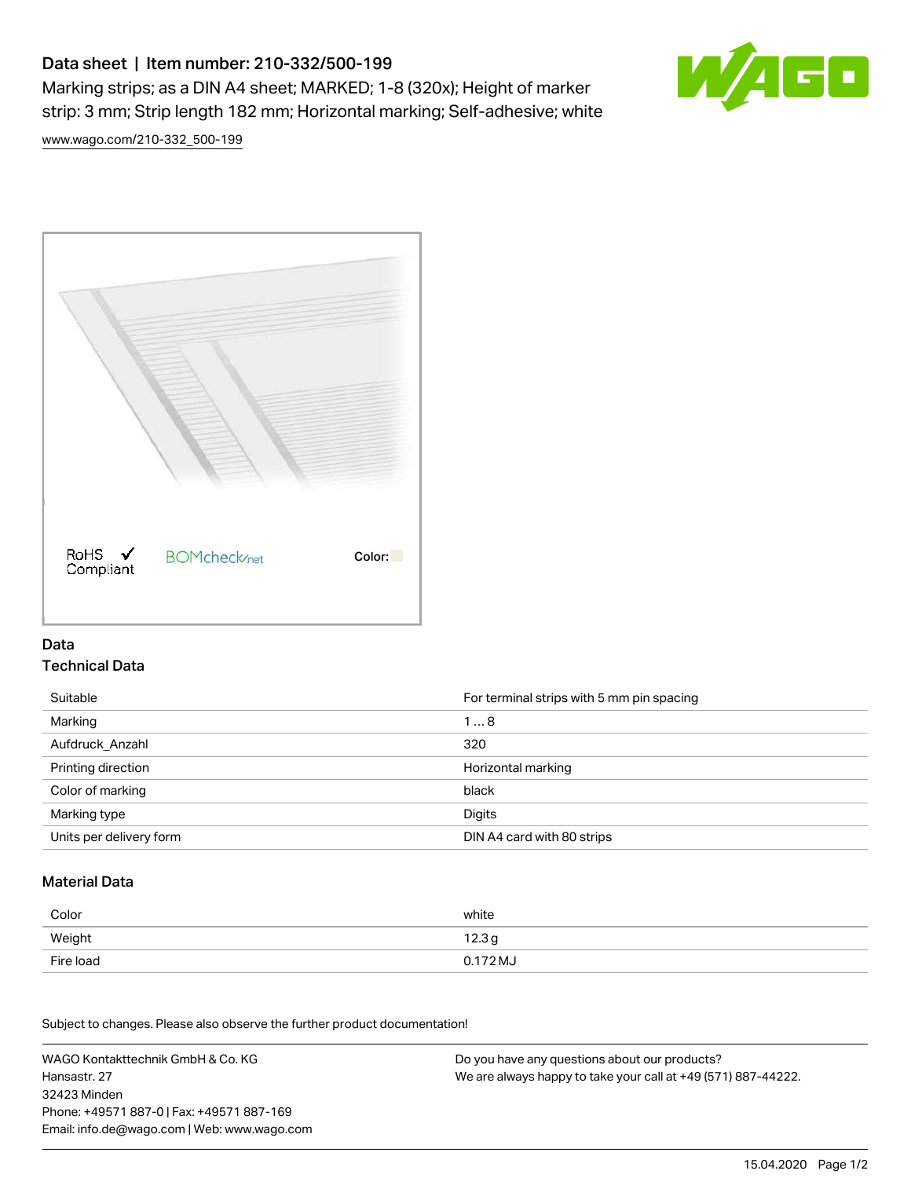# Data sheet | Item number: 210-332/500-199

Marking strips; as a DIN A4 sheet; MARKED; 1-8 (320x); Height of marker strip: 3 mm; Strip length 182 mm; Horizontal marking; Self-adhesive; white

www.wago.com/210-332_500-199

RoHS Compliant BOMcheck.net Color:

## Data

### Technical Data

| | |
|---|---|
| Suitable | For terminal strips with 5 mm pin spacing |
| Marking | 1 … 8 |
| Aufdruck_Anzahl | 320 |
| Printing direction | Horizontal marking |
| Color of marking | black |
| Marking type | Digits |
| Units per delivery form | DIN A4 card with 80 strips |

### Material Data

| | |
|---|---|
| Color | white |
| Weight | 12.3 g |
| Fire load | 0.172 MJ |

Subject to changes. Please also observe the further product documentation!

WAGO Kontakttechnik GmbH & Co. KG
Hansastr. 27
32423 Minden
Phone: +49571 887-0 | Fax: +49571 887-169
Email: info.de@wago.com | Web: www.wago.com

Do you have any questions about our products?
We are always happy to take your call at +49 (571) 887-44222.

15.04.2020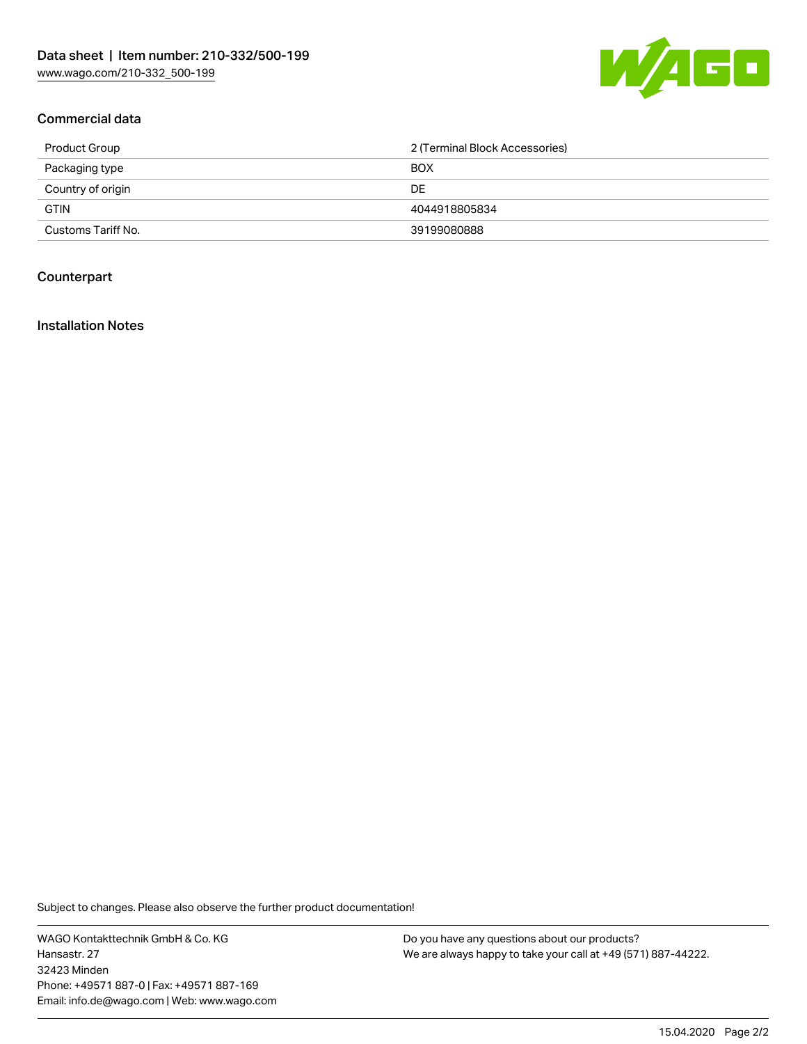## Commercial data

| | |
|---|---|
| Product Group | 2 (Terminal Block Accessories) |
| Packaging type | BOX |
| Country of origin | DE |
| GTIN | 4044918805834 |
| Customs Tariff No. | 39199080888 |

## Counterpart

## Installation Notes

Subject to changes. Please also observe the further product documentation!

WAGO Kontakttechnik GmbH & Co. KG
Hansastr. 27
32423 Minden
Phone: +49571 887-0 | Fax: +49571 887-169
Email: info.de@wago.com | Web: www.wago.com

Do you have any questions about our products?
We are always happy to take your call at +49 (571) 887-44222.

15.04.2020